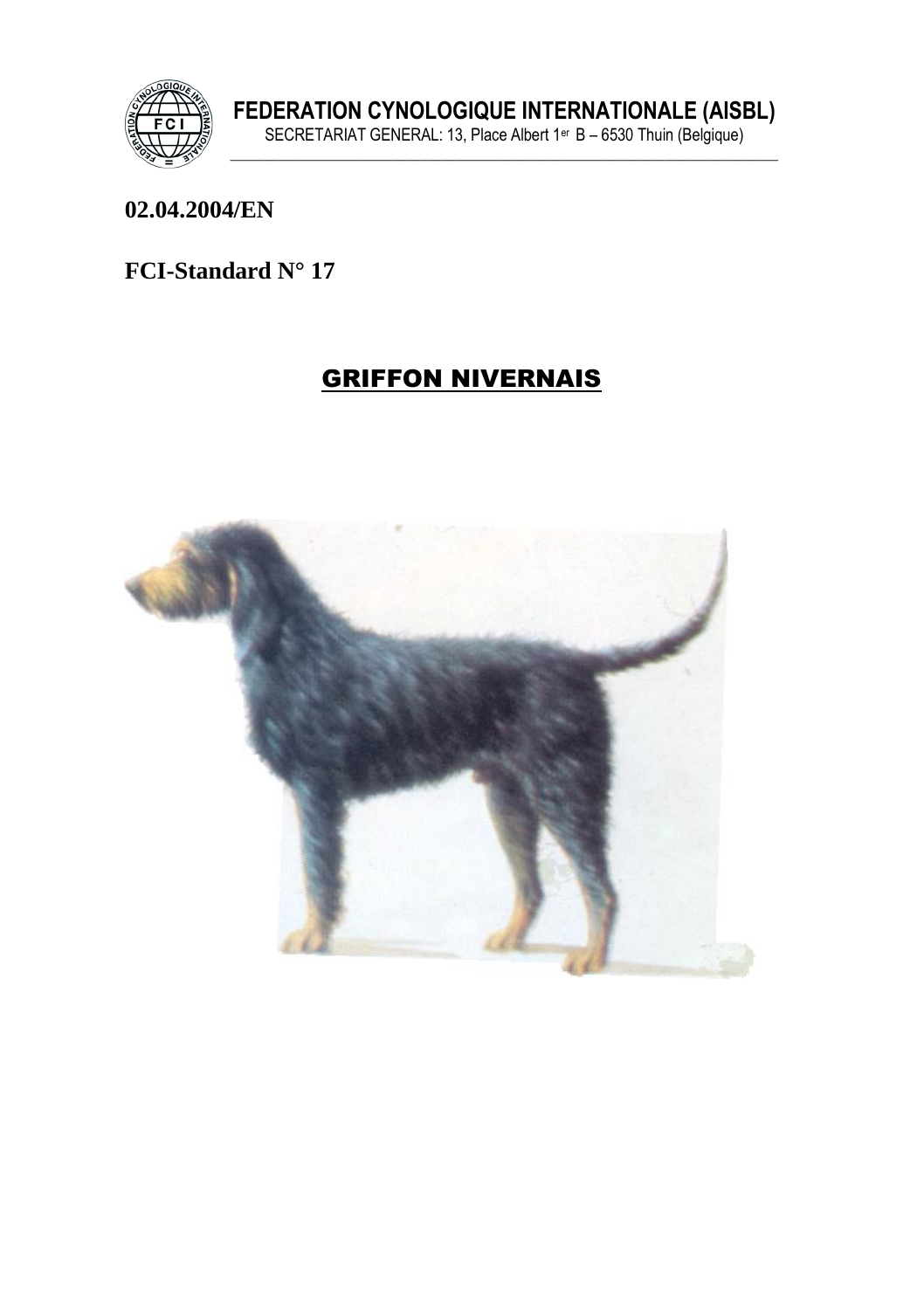**FEDERATION CYNOLOGIQUE INTERNATIONALE (AISBL)**

SECRETARIAT GENERAL: 13, Place Albert 1er B – 6530 Thuin (Belgique)

**02.04.2004/EN**

**FCI-Standard N° 17**

# GRIFFON NIVERNAIS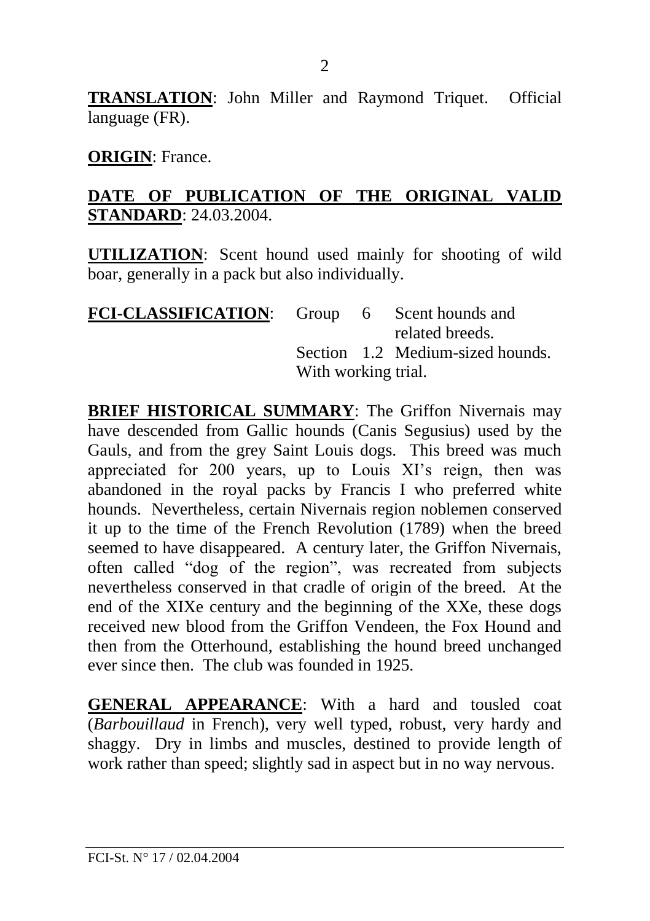**TRANSLATION**: John Miller and Raymond Triquet. Official language (FR).

**ORIGIN**: France.

**DATE OF PUBLICATION OF THE ORIGINAL VALID STANDARD**: 24.03.2004.

**UTILIZATION**: Scent hound used mainly for shooting of wild boar, generally in a pack but also individually.

**FCI-CLASSIFICATION**: Group 6 Scent hounds and related breeds.
Section 1.2 Medium-sized hounds.
With working trial.

**BRIEF HISTORICAL SUMMARY**: The Griffon Nivernais may have descended from Gallic hounds (Canis Segusius) used by the Gauls, and from the grey Saint Louis dogs. This breed was much appreciated for 200 years, up to Louis XI's reign, then was abandoned in the royal packs by Francis I who preferred white hounds. Nevertheless, certain Nivernais region noblemen conserved it up to the time of the French Revolution (1789) when the breed seemed to have disappeared. A century later, the Griffon Nivernais, often called "dog of the region", was recreated from subjects nevertheless conserved in that cradle of origin of the breed. At the end of the XIXe century and the beginning of the XXe, these dogs received new blood from the Griffon Vendeen, the Fox Hound and then from the Otterhound, establishing the hound breed unchanged ever since then. The club was founded in 1925.

**GENERAL APPEARANCE**: With a hard and tousled coat (*Barbouillaud* in French), very well typed, robust, very hardy and shaggy. Dry in limbs and muscles, destined to provide length of work rather than speed; slightly sad in aspect but in no way nervous.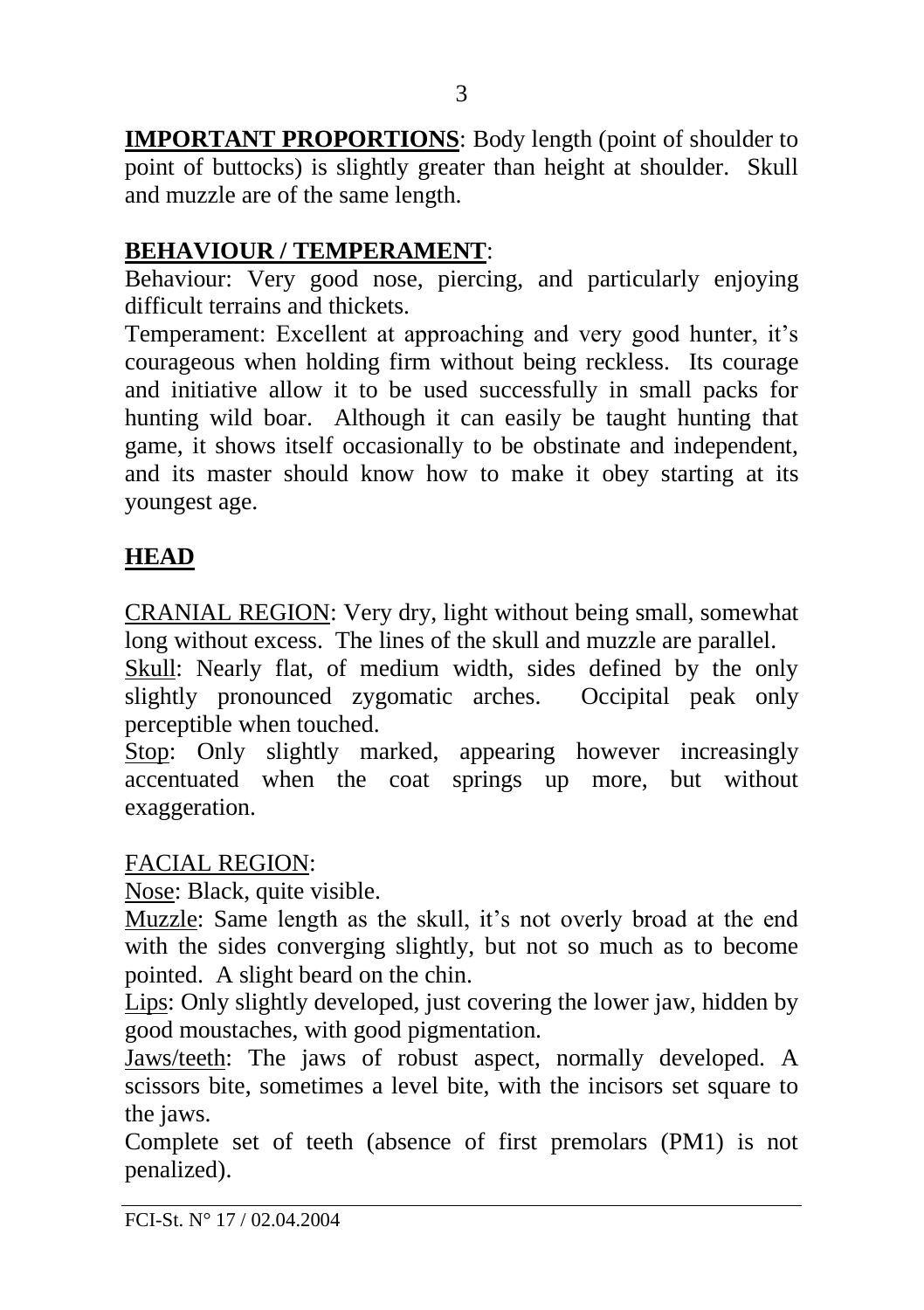**IMPORTANT PROPORTIONS**: Body length (point of shoulder to point of buttocks) is slightly greater than height at shoulder. Skull and muzzle are of the same length.

## BEHAVIOUR / TEMPERAMENT:

Behaviour: Very good nose, piercing, and particularly enjoying difficult terrains and thickets.

Temperament: Excellent at approaching and very good hunter, it's courageous when holding firm without being reckless. Its courage and initiative allow it to be used successfully in small packs for hunting wild boar. Although it can easily be taught hunting that game, it shows itself occasionally to be obstinate and independent, and its master should know how to make it obey starting at its youngest age.

## HEAD

CRANIAL REGION: Very dry, light without being small, somewhat long without excess. The lines of the skull and muzzle are parallel.

Skull: Nearly flat, of medium width, sides defined by the only slightly pronounced zygomatic arches. Occipital peak only perceptible when touched.

Stop: Only slightly marked, appearing however increasingly accentuated when the coat springs up more, but without exaggeration.

FACIAL REGION:

Nose: Black, quite visible.

Muzzle: Same length as the skull, it's not overly broad at the end with the sides converging slightly, but not so much as to become pointed. A slight beard on the chin.

Lips: Only slightly developed, just covering the lower jaw, hidden by good moustaches, with good pigmentation.

Jaws/teeth: The jaws of robust aspect, normally developed. A scissors bite, sometimes a level bite, with the incisors set square to the jaws.

Complete set of teeth (absence of first premolars (PM1) is not penalized).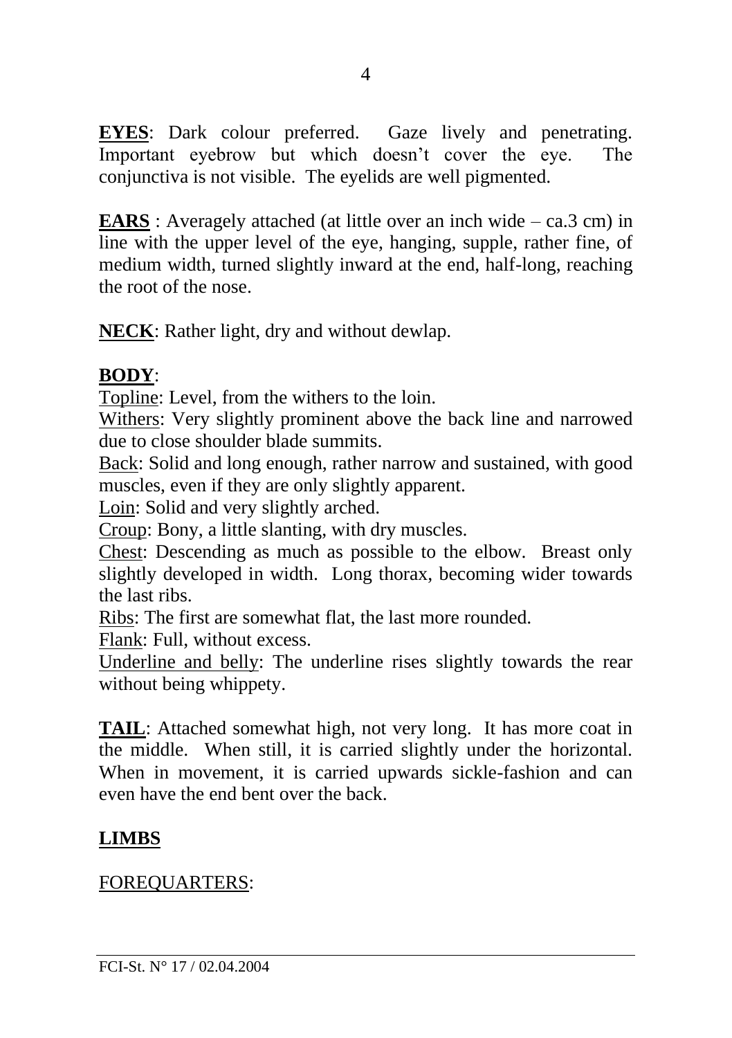**EYES**: Dark colour preferred. Gaze lively and penetrating. Important eyebrow but which doesn't cover the eye. The conjunctiva is not visible. The eyelids are well pigmented.

**EARS** : Averagely attached (at little over an inch wide – ca.3 cm) in line with the upper level of the eye, hanging, supple, rather fine, of medium width, turned slightly inward at the end, half-long, reaching the root of the nose.

**NECK**: Rather light, dry and without dewlap.

**BODY**:

Topline: Level, from the withers to the loin.

Withers: Very slightly prominent above the back line and narrowed due to close shoulder blade summits.

Back: Solid and long enough, rather narrow and sustained, with good muscles, even if they are only slightly apparent.

Loin: Solid and very slightly arched.

Croup: Bony, a little slanting, with dry muscles.

Chest: Descending as much as possible to the elbow. Breast only slightly developed in width. Long thorax, becoming wider towards the last ribs.

Ribs: The first are somewhat flat, the last more rounded.

Flank: Full, without excess.

Underline and belly: The underline rises slightly towards the rear without being whippety.

**TAIL**: Attached somewhat high, not very long. It has more coat in the middle. When still, it is carried slightly under the horizontal. When in movement, it is carried upwards sickle-fashion and can even have the end bent over the back.

**LIMBS**

FOREQUARTERS: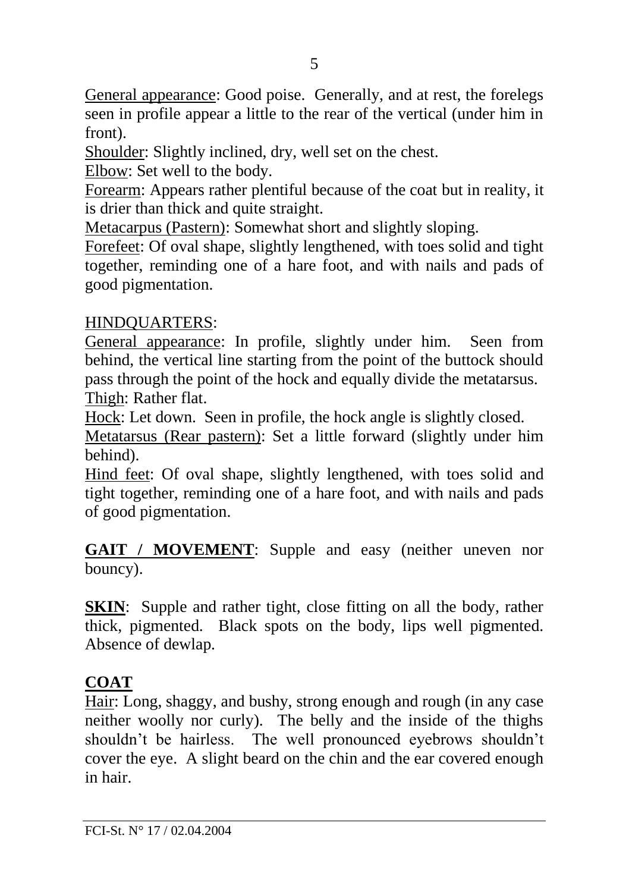General appearance: Good poise. Generally, and at rest, the forelegs seen in profile appear a little to the rear of the vertical (under him in front).
Shoulder: Slightly inclined, dry, well set on the chest.
Elbow: Set well to the body.
Forearm: Appears rather plentiful because of the coat but in reality, it is drier than thick and quite straight.
Metacarpus (Pastern): Somewhat short and slightly sloping.
Forefeet: Of oval shape, slightly lengthened, with toes solid and tight together, reminding one of a hare foot, and with nails and pads of good pigmentation.

HINDQUARTERS:
General appearance: In profile, slightly under him. Seen from behind, the vertical line starting from the point of the buttock should pass through the point of the hock and equally divide the metatarsus.
Thigh: Rather flat.
Hock: Let down. Seen in profile, the hock angle is slightly closed.
Metatarsus (Rear pastern): Set a little forward (slightly under him behind).
Hind feet: Of oval shape, slightly lengthened, with toes solid and tight together, reminding one of a hare foot, and with nails and pads of good pigmentation.

**GAIT / MOVEMENT**: Supple and easy (neither uneven nor bouncy).

**SKIN**: Supple and rather tight, close fitting on all the body, rather thick, pigmented. Black spots on the body, lips well pigmented. Absence of dewlap.

**COAT**
Hair: Long, shaggy, and bushy, strong enough and rough (in any case neither woolly nor curly). The belly and the inside of the thighs shouldn't be hairless. The well pronounced eyebrows shouldn't cover the eye. A slight beard on the chin and the ear covered enough in hair.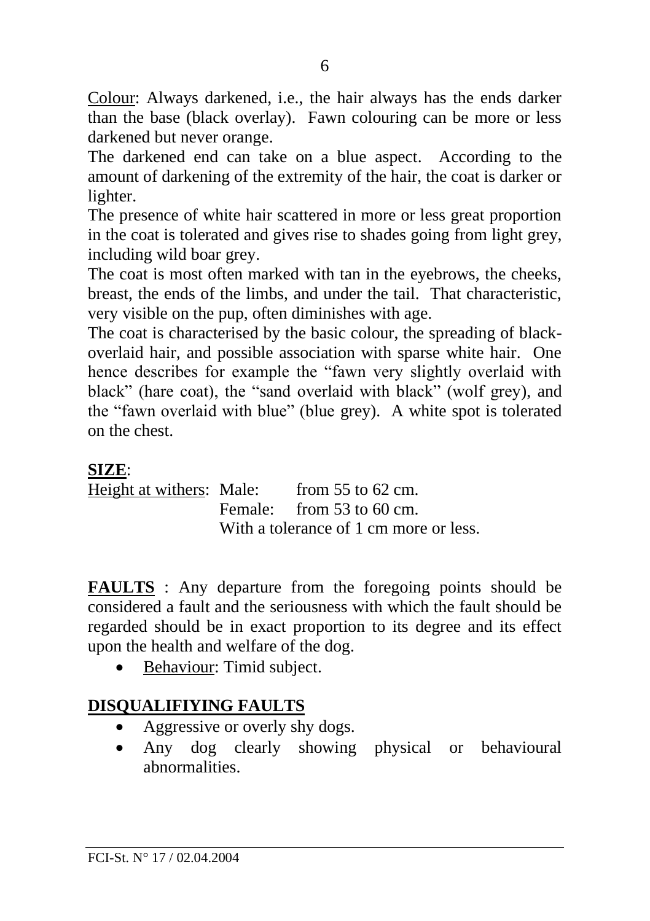<u>Colour</u>: Always darkened, i.e., the hair always has the ends darker than the base (black overlay). Fawn colouring can be more or less darkened but never orange.

The darkened end can take on a blue aspect. According to the amount of darkening of the extremity of the hair, the coat is darker or lighter.

The presence of white hair scattered in more or less great proportion in the coat is tolerated and gives rise to shades going from light grey, including wild boar grey.

The coat is most often marked with tan in the eyebrows, the cheeks, breast, the ends of the limbs, and under the tail. That characteristic, very visible on the pup, often diminishes with age.

The coat is characterised by the basic colour, the spreading of black-overlaid hair, and possible association with sparse white hair. One hence describes for example the "fawn very slightly overlaid with black" (hare coat), the "sand overlaid with black" (wolf grey), and the "fawn overlaid with blue" (blue grey). A white spot is tolerated on the chest.

**<u>SIZE</u>**:

<u>Height at withers</u>: Male: from 55 to 62 cm.
Female: from 53 to 60 cm.
With a tolerance of 1 cm more or less.

**<u>FAULTS</u>** : Any departure from the foregoing points should be considered a fault and the seriousness with which the fault should be regarded should be in exact proportion to its degree and its effect upon the health and welfare of the dog.

- <u>Behaviour</u>: Timid subject.

**<u>DISQUALIFIYING FAULTS</u>**

- Aggressive or overly shy dogs.
- Any dog clearly showing physical or behavioural abnormalities.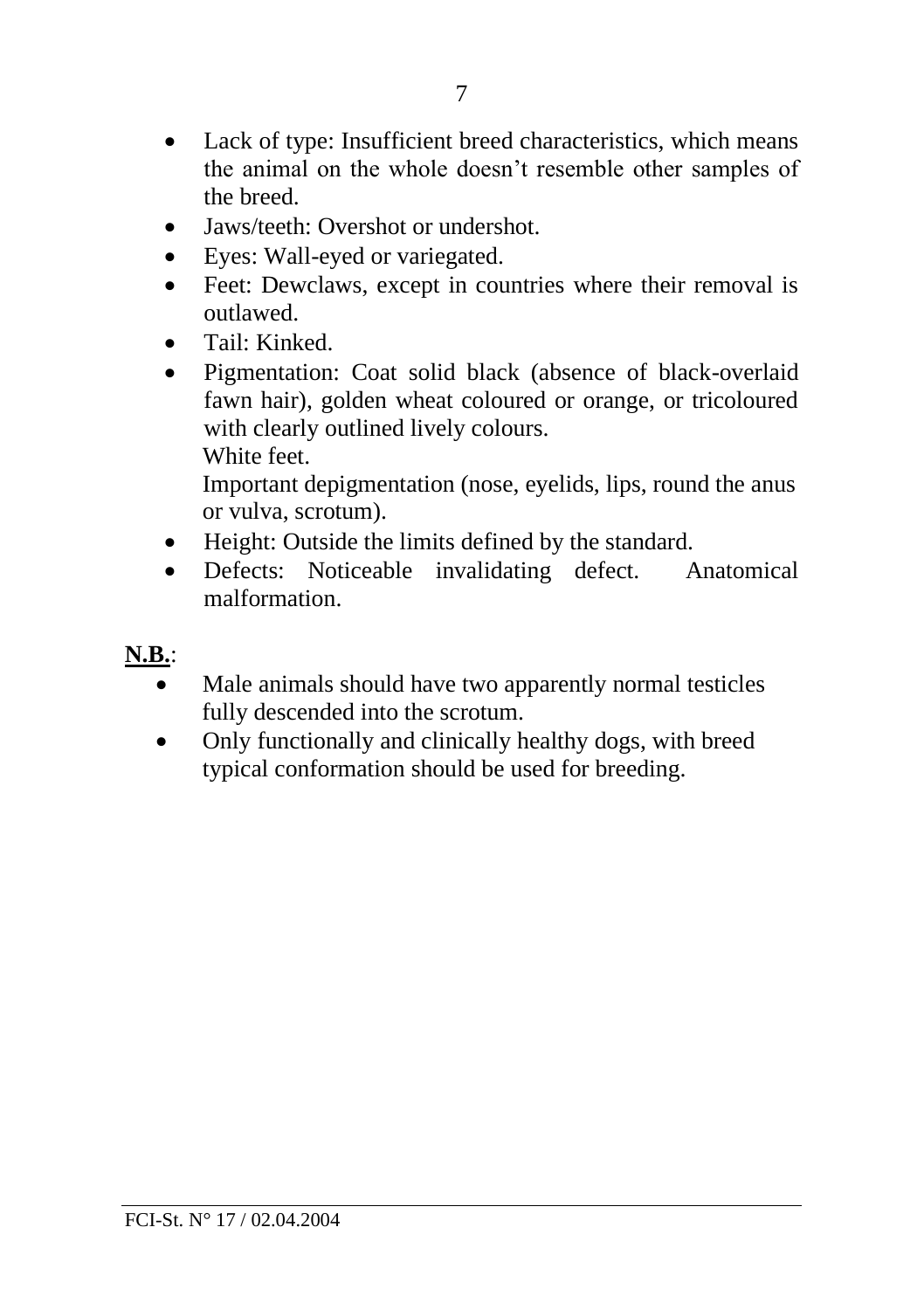- Lack of type: Insufficient breed characteristics, which means the animal on the whole doesn't resemble other samples of the breed.
- Jaws/teeth: Overshot or undershot.
- Eyes: Wall-eyed or variegated.
- Feet: Dewclaws, except in countries where their removal is outlawed.
- Tail: Kinked.
- Pigmentation: Coat solid black (absence of black-overlaid fawn hair), golden wheat coloured or orange, or tricoloured with clearly outlined lively colours.
  White feet.
  Important depigmentation (nose, eyelids, lips, round the anus or vulva, scrotum).
- Height: Outside the limits defined by the standard.
- Defects: Noticeable invalidating defect. Anatomical malformation.

**N.B.**:

- Male animals should have two apparently normal testicles fully descended into the scrotum.
- Only functionally and clinically healthy dogs, with breed typical conformation should be used for breeding.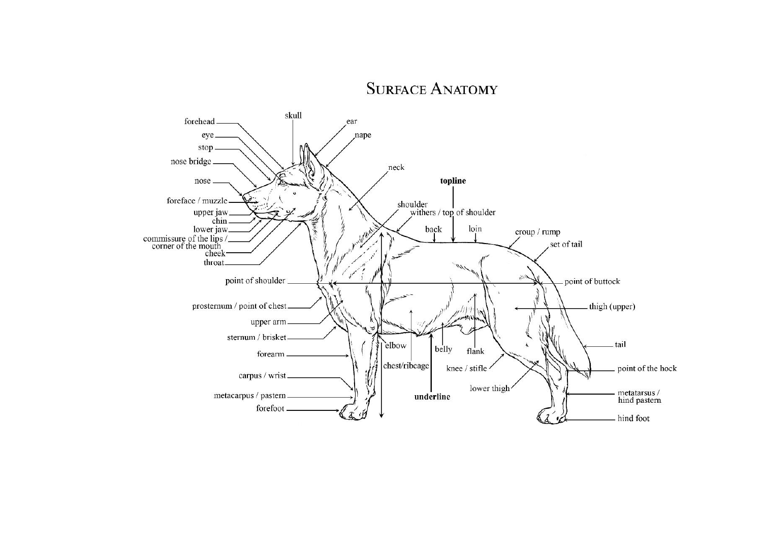# Surface Anatomy

forehead
eye
stop
nose bridge
nose
foreface / muzzle
upper jaw
chin
lower jaw
commissure of the lips / corner of the mouth
cheek
throat
skull
ear
nape
neck
topline
shoulder
withers / top of shoulder
back
loin
croup / rump
set of tail
point of shoulder
point of buttock
prosternum / point of chest
thigh (upper)
upper arm
sternum / brisket
elbow
belly
flank
tail
forearm
chest/ribcage
knee / stifle
point of the hock
carpus / wrist
lower thigh
metacarpus / pastern
underline
metatarsus / hind pastern
forefoot
hind foot